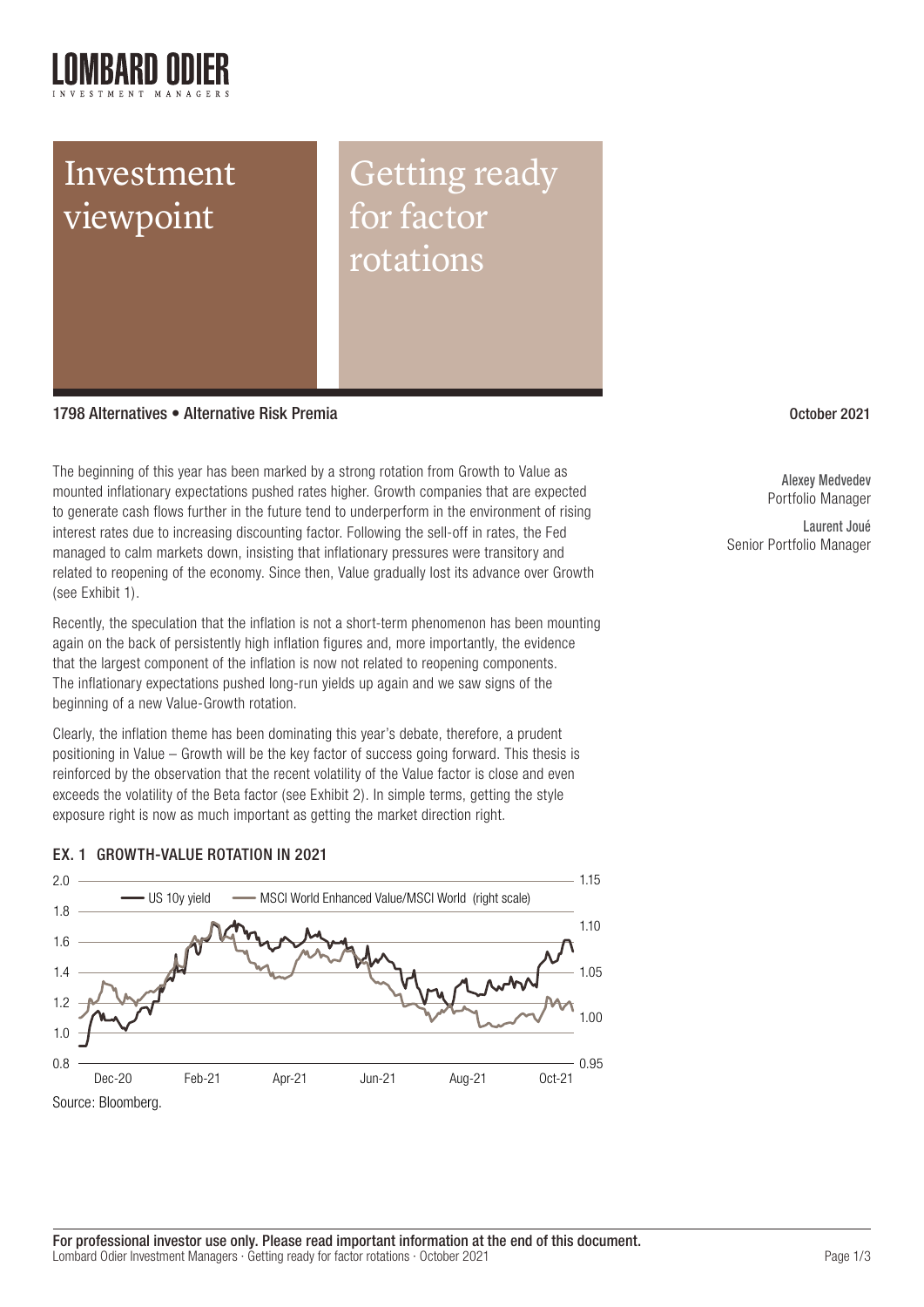# Investment viewpoint

# Getting ready for factor rotations

1798 Alternatives • Alternative Risk Premia

October 2021

Alexey Medvedev
Portfolio Manager

Laurent Joué
Senior Portfolio Manager

The beginning of this year has been marked by a strong rotation from Growth to Value as mounted inflationary expectations pushed rates higher. Growth companies that are expected to generate cash flows further in the future tend to underperform in the environment of rising interest rates due to increasing discounting factor. Following the sell-off in rates, the Fed managed to calm markets down, insisting that inflationary pressures were transitory and related to reopening of the economy. Since then, Value gradually lost its advance over Growth (see Exhibit 1).

Recently, the speculation that the inflation is not a short-term phenomenon has been mounting again on the back of persistently high inflation figures and, more importantly, the evidence that the largest component of the inflation is now not related to reopening components. The inflationary expectations pushed long-run yields up again and we saw signs of the beginning of a new Value-Growth rotation.

Clearly, the inflation theme has been dominating this year's debate, therefore, a prudent positioning in Value – Growth will be the key factor of success going forward. This thesis is reinforced by the observation that the recent volatility of the Value factor is close and even exceeds the volatility of the Beta factor (see Exhibit 2). In simple terms, getting the style exposure right is now as much important as getting the market direction right.

### EX. 1 GROWTH-VALUE ROTATION IN 2021

Source: Bloomberg.

**For professional investor use only. Please read important information at the end of this document.**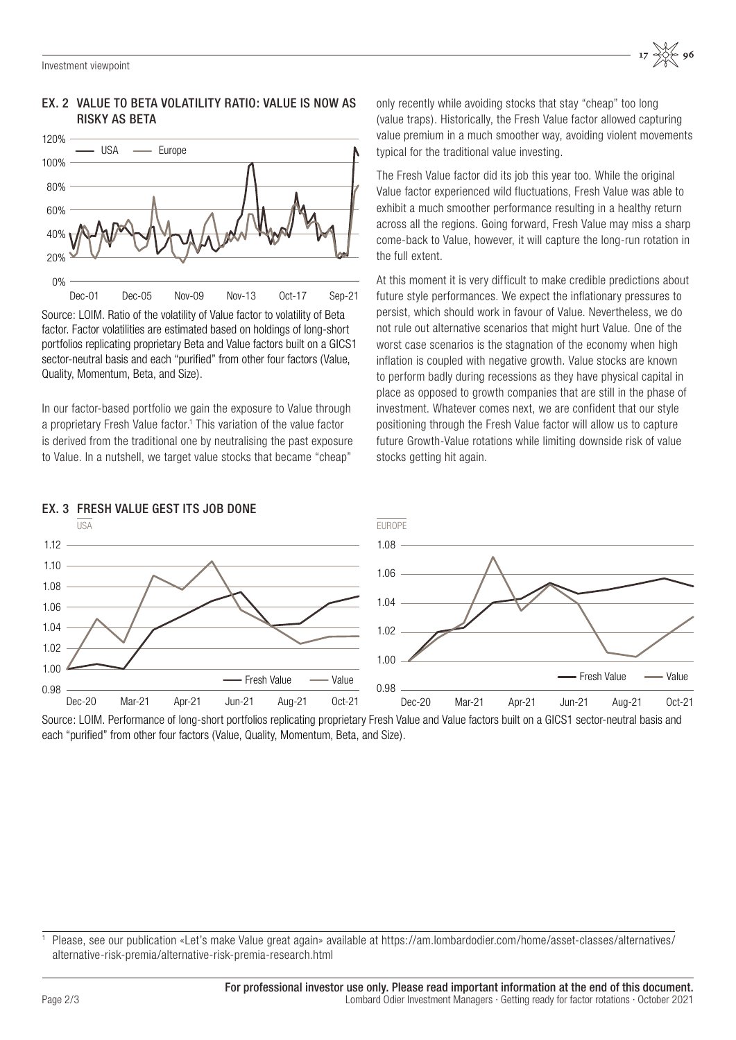### EX. 2 VALUE TO BETA VOLATILITY RATIO: VALUE IS NOW AS RISKY AS BETA

120%
100%
80%
60%
40%
20%
0%

USA
Europe

Dec-01
Dec-05
Nov-09
Nov-13
Oct-17
Sep-21

Source: LOIM. Ratio of the volatility of Value factor to volatility of Beta factor. Factor volatilities are estimated based on holdings of long-short portfolios replicating proprietary Beta and Value factors built on a GICS1 sector-neutral basis and each "purified" from other four factors (Value, Quality, Momentum, Beta, and Size).

In our factor-based portfolio we gain the exposure to Value through a proprietary Fresh Value factor.[1] This variation of the value factor is derived from the traditional one by neutralising the past exposure to Value. In a nutshell, we target value stocks that became "cheap" only recently while avoiding stocks that stay "cheap" too long (value traps). Historically, the Fresh Value factor allowed capturing value premium in a much smoother way, avoiding violent movements typical for the traditional value investing.

The Fresh Value factor did its job this year too. While the original Value factor experienced wild fluctuations, Fresh Value was able to exhibit a much smoother performance resulting in a healthy return across all the regions. Going forward, Fresh Value may miss a sharp come-back to Value, however, it will capture the long-run rotation in the full extent.

At this moment it is very difficult to make credible predictions about future style performances. We expect the inflationary pressures to persist, which should work in favour of Value. Nevertheless, we do not rule out alternative scenarios that might hurt Value. One of the worst case scenarios is the stagnation of the economy when high inflation is coupled with negative growth. Value stocks are known to perform badly during recessions as they have physical capital in place as opposed to growth companies that are still in the phase of investment. Whatever comes next, we are confident that our style positioning through the Fresh Value factor will allow us to capture future Growth-Value rotations while limiting downside risk of value stocks getting hit again.

### EX. 3 FRESH VALUE GEST ITS JOB DONE

USA

1.12
1.10
1.08
1.06
1.04
1.02
1.00
0.98

Fresh Value
Value

Dec-20
Mar-21
Apr-21
Jun-21
Aug-21
Oct-21

EUROPE

1.08
1.06
1.04
1.02
1.00
0.98

Fresh Value
Value

Dec-20
Mar-21
Apr-21
Jun-21
Aug-21
Oct-21

Source: LOIM. Performance of long-short portfolios replicating proprietary Fresh Value and Value factors built on a GICS1 sector-neutral basis and each "purified" from other four factors (Value, Quality, Momentum, Beta, and Size).

[1] Please, see our publication «Let's make Value great again» available at https://am.lombardodier.com/home/asset-classes/alternatives/alternative-risk-premia/alternative-risk-premia-research.html

For professional investor use only. Please read important information at the end of this document.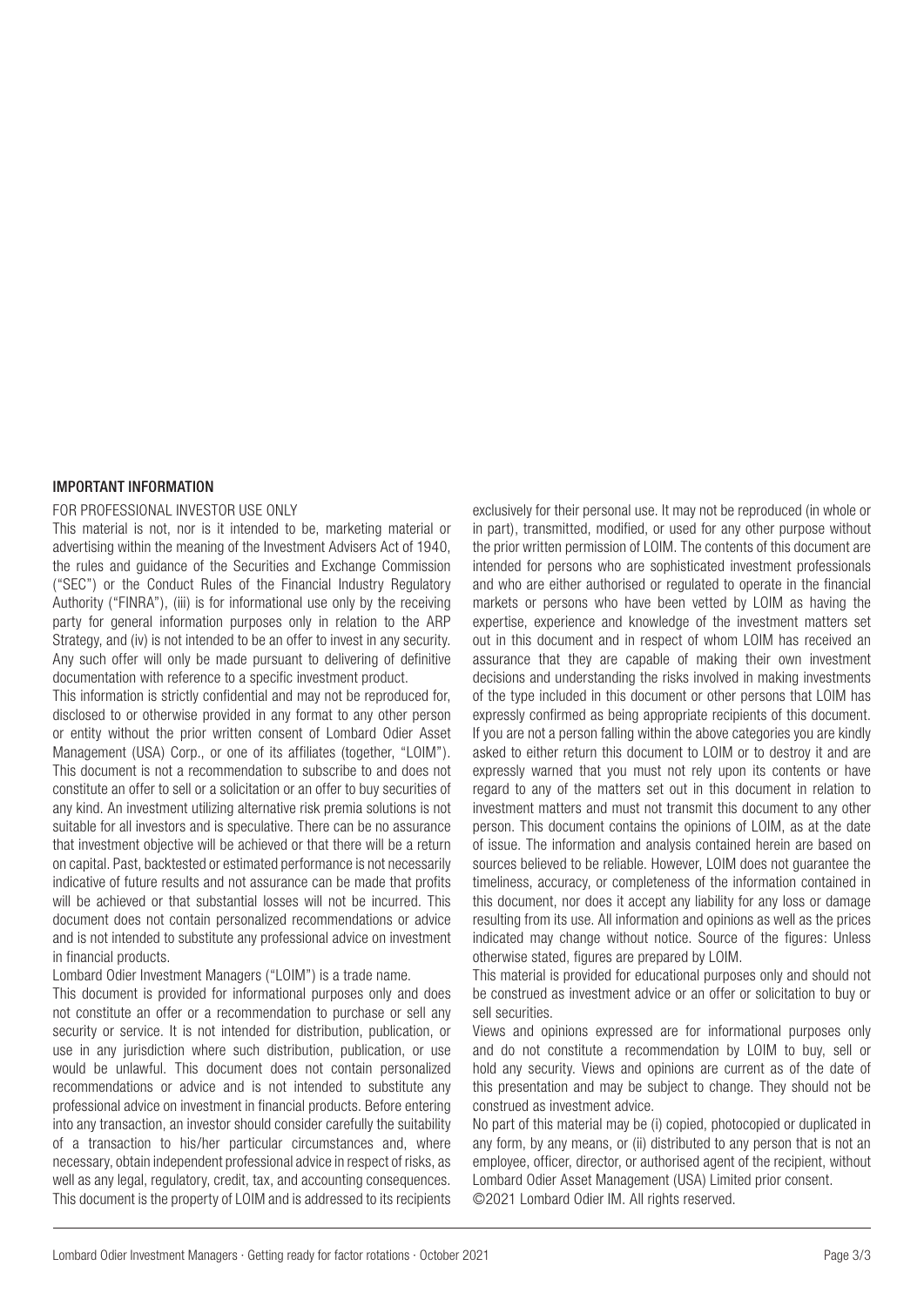## IMPORTANT INFORMATION

FOR PROFESSIONAL INVESTOR USE ONLY

This material is not, nor is it intended to be, marketing material or advertising within the meaning of the Investment Advisers Act of 1940, the rules and guidance of the Securities and Exchange Commission ("SEC") or the Conduct Rules of the Financial Industry Regulatory Authority ("FINRA"), (iii) is for informational use only by the receiving party for general information purposes only in relation to the ARP Strategy, and (iv) is not intended to be an offer to invest in any security. Any such offer will only be made pursuant to delivering of definitive documentation with reference to a specific investment product.

This information is strictly confidential and may not be reproduced for, disclosed to or otherwise provided in any format to any other person or entity without the prior written consent of Lombard Odier Asset Management (USA) Corp., or one of its affiliates (together, "LOIM"). This document is not a recommendation to subscribe to and does not constitute an offer to sell or a solicitation or an offer to buy securities of any kind. An investment utilizing alternative risk premia solutions is not suitable for all investors and is speculative. There can be no assurance that investment objective will be achieved or that there will be a return on capital. Past, backtested or estimated performance is not necessarily indicative of future results and not assurance can be made that profits will be achieved or that substantial losses will not be incurred. This document does not contain personalized recommendations or advice and is not intended to substitute any professional advice on investment in financial products.

Lombard Odier Investment Managers ("LOIM") is a trade name.

This document is provided for informational purposes only and does not constitute an offer or a recommendation to purchase or sell any security or service. It is not intended for distribution, publication, or use in any jurisdiction where such distribution, publication, or use would be unlawful. This document does not contain personalized recommendations or advice and is not intended to substitute any professional advice on investment in financial products. Before entering into any transaction, an investor should consider carefully the suitability of a transaction to his/her particular circumstances and, where necessary, obtain independent professional advice in respect of risks, as well as any legal, regulatory, credit, tax, and accounting consequences. This document is the property of LOIM and is addressed to its recipients exclusively for their personal use. It may not be reproduced (in whole or in part), transmitted, modified, or used for any other purpose without the prior written permission of LOIM. The contents of this document are intended for persons who are sophisticated investment professionals and who are either authorised or regulated to operate in the financial markets or persons who have been vetted by LOIM as having the expertise, experience and knowledge of the investment matters set out in this document and in respect of whom LOIM has received an assurance that they are capable of making their own investment decisions and understanding the risks involved in making investments of the type included in this document or other persons that LOIM has expressly confirmed as being appropriate recipients of this document. If you are not a person falling within the above categories you are kindly asked to either return this document to LOIM or to destroy it and are expressly warned that you must not rely upon its contents or have regard to any of the matters set out in this document in relation to investment matters and must not transmit this document to any other person. This document contains the opinions of LOIM, as at the date of issue. The information and analysis contained herein are based on sources believed to be reliable. However, LOIM does not guarantee the timeliness, accuracy, or completeness of the information contained in this document, nor does it accept any liability for any loss or damage resulting from its use. All information and opinions as well as the prices indicated may change without notice. Source of the figures: Unless otherwise stated, figures are prepared by LOIM.

This material is provided for educational purposes only and should not be construed as investment advice or an offer or solicitation to buy or sell securities.

Views and opinions expressed are for informational purposes only and do not constitute a recommendation by LOIM to buy, sell or hold any security. Views and opinions are current as of the date of this presentation and may be subject to change. They should not be construed as investment advice.

No part of this material may be (i) copied, photocopied or duplicated in any form, by any means, or (ii) distributed to any person that is not an employee, officer, director, or authorised agent of the recipient, without Lombard Odier Asset Management (USA) Limited prior consent.

©2021 Lombard Odier IM. All rights reserved.